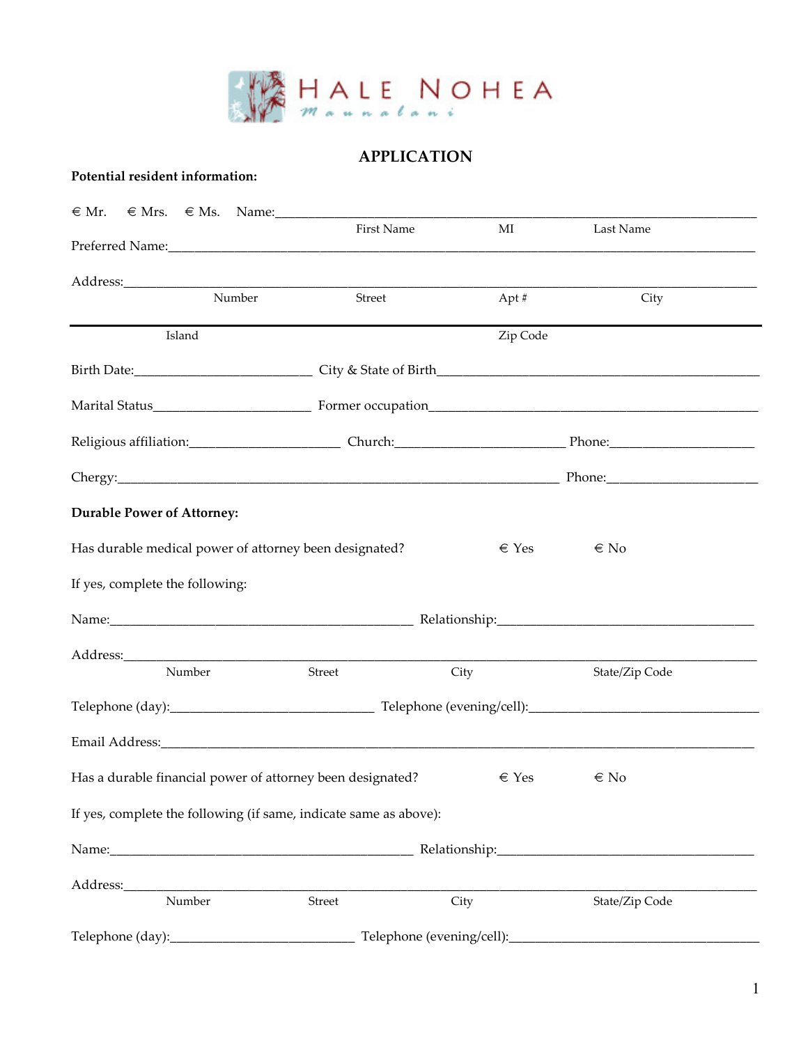HALE NOHEA
*Maunalani*

# APPLICATION

**Potential resident information:**

€ Mr. € Mrs. € Ms. Name:_______________________________________________
First Name MI Last Name

Preferred Name:_______________________________________________

Address:_______________________________________________
Number Street Apt # City

_______________________________________________
Island Zip Code

Birth Date:_________________________ City & State of Birth_______________________________________________

Marital Status_______________________ Former occupation_______________________________________________

Religious affiliation:_____________________ Church:________________________ Phone:____________________

Chergy:_______________________________________________ Phone:_____________________

**Durable Power of Attorney:**

Has durable medical power of attorney been designated? € Yes € No

If yes, complete the following:

Name:___________________________________________ Relationship:____________________________________

Address:_______________________________________________
Number Street City State/Zip Code

Telephone (day):_____________________________ Telephone (evening/cell):_________________________________

Email Address:_______________________________________________

Has a durable financial power of attorney been designated? € Yes € No

If yes, complete the following (if same, indicate same as above):

Name:___________________________________________ Relationship:____________________________________

Address:_______________________________________________
Number Street City State/Zip Code

Telephone (day):__________________________ Telephone (evening/cell):____________________________________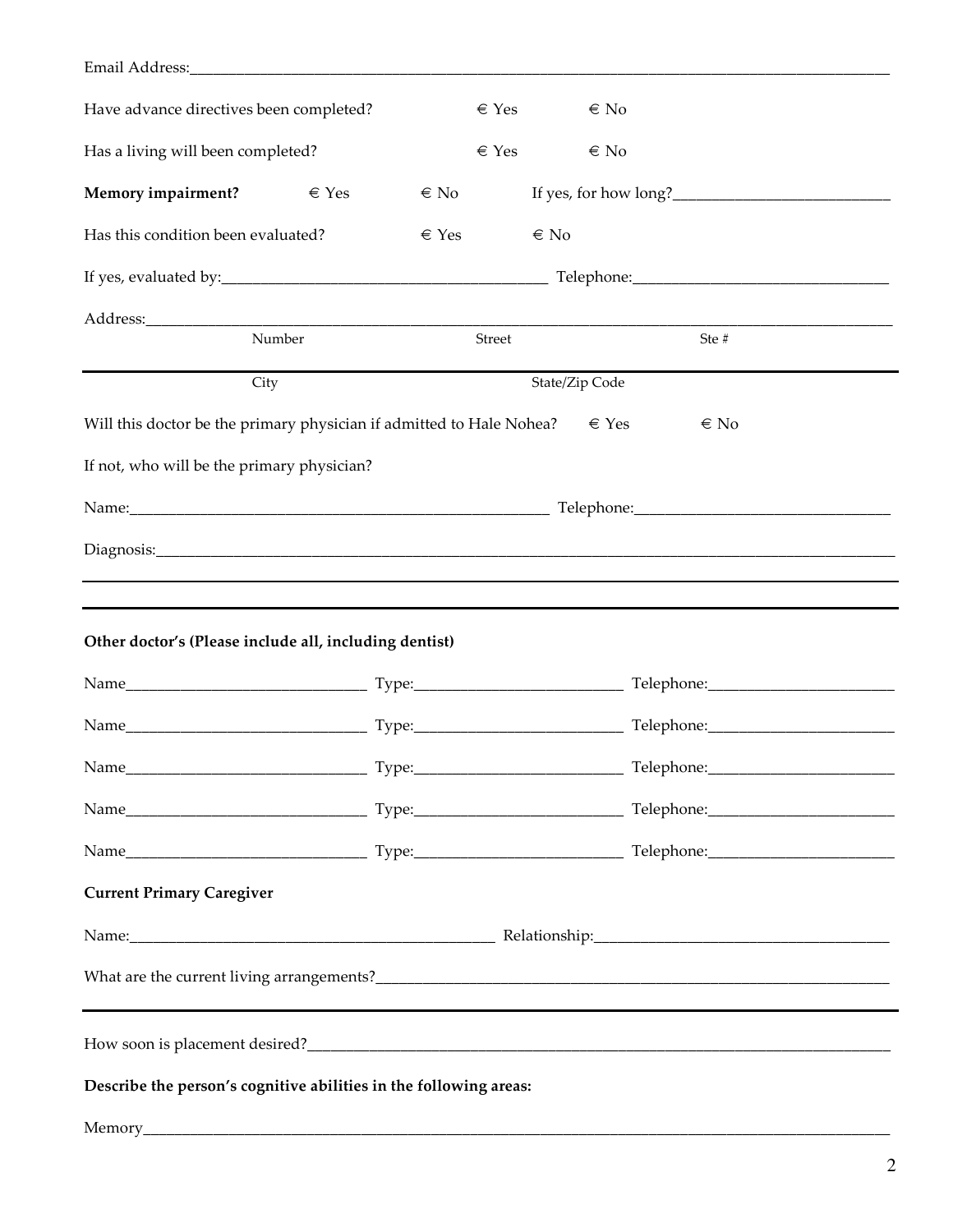Email Address:________________________________________________

Have advance directives been completed? € Yes € No

Has a living will been completed? € Yes € No

**Memory impairment?** € Yes € No If yes, for how long?____________________________

Has this condition been evaluated? € Yes € No

If yes, evaluated by:__________________________________________ Telephone:________________________________

Address:______________________________________________________________________________

Number Street Ste #

______________________________________________________________________________

City State/Zip Code

Will this doctor be the primary physician if admitted to Hale Nohea? € Yes € No

If not, who will be the primary physician?

Name:________________________________________________________ Telephone:________________________________

Diagnosis:______________________________________________________________________________

______________________________________________________________________________

______________________________________________________________________________

**Other doctor's (Please include all, including dentist)**

Name_______________________________ Type:___________________________ Telephone:_________________________

Name_______________________________ Type:___________________________ Telephone:_________________________

Name_______________________________ Type:___________________________ Telephone:_________________________

Name_______________________________ Type:___________________________ Telephone:_________________________

Name_______________________________ Type:___________________________ Telephone:_________________________

**Current Primary Caregiver**

Name:________________________________________________ Relationship:______________________________________

What are the current living arrangements?______________________________________________________________________

______________________________________________________________________________

How soon is placement desired?______________________________________________________________________________

**Describe the person's cognitive abilities in the following areas:**

Memory______________________________________________________________________________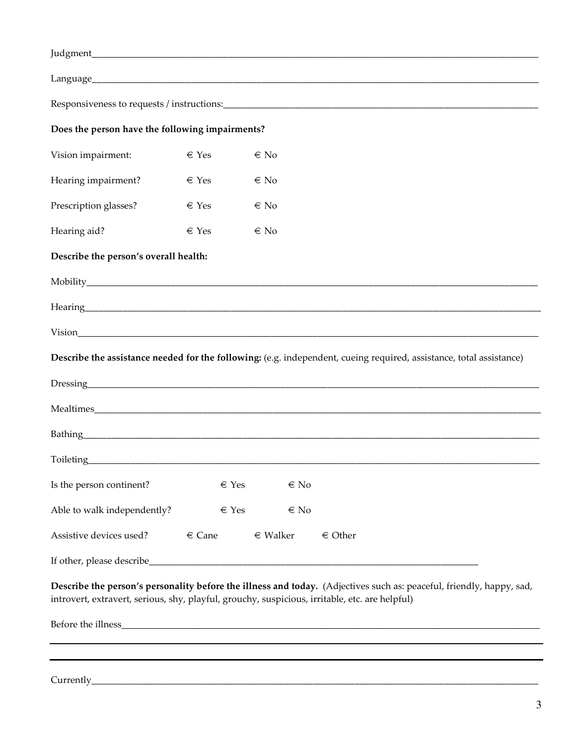Judgment_______________________________________________________________________________________

Language______________________________________________________________________________________

Responsiveness to requests / instructions:________________________________________________________

**Does the person have the following impairments?**

Vision impairment: € Yes € No

Hearing impairment? € Yes € No

Prescription glasses? € Yes € No

Hearing aid? € Yes € No

**Describe the person's overall health:**

Mobility_______________________________________________________________________________________

Hearing_______________________________________________________________________________________

Vision________________________________________________________________________________________

**Describe the assistance needed for the following:** (e.g. independent, cueing required, assistance, total assistance)

Dressing______________________________________________________________________________________

Mealtimes_____________________________________________________________________________________

Bathing_______________________________________________________________________________________

Toileting______________________________________________________________________________________

Is the person continent? € Yes € No

Able to walk independently? € Yes € No

Assistive devices used? € Cane € Walker € Other

If other, please describe__________________________________________________________________

**Describe the person's personality before the illness and today.** (Adjectives such as: peaceful, friendly, happy, sad, introvert, extravert, serious, shy, playful, grouchy, suspicious, irritable, etc. are helpful)

Before the illness_______________________________________________________________________________

___________________________________________________________________________________________

___________________________________________________________________________________________

Currently______________________________________________________________________________________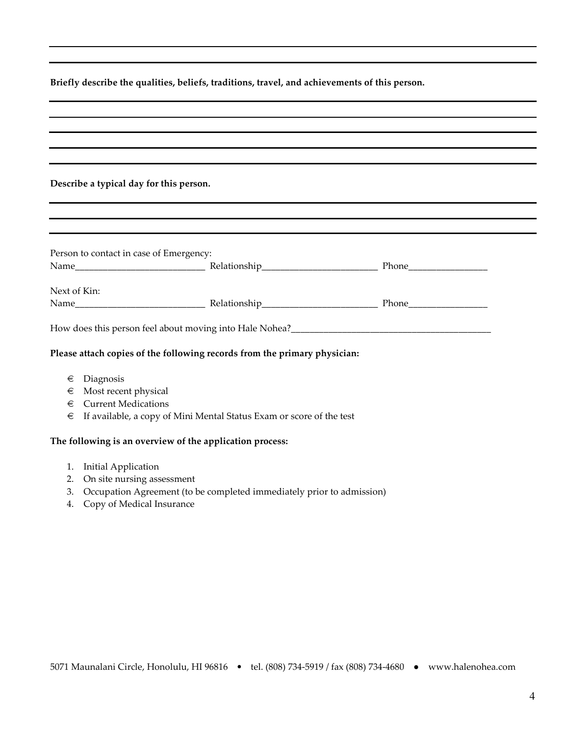**Briefly describe the qualities, beliefs, traditions, travel, and achievements of this person.**

**Describe a typical day for this person.**

Person to contact in case of Emergency:
Name____________________________ Relationship__________________________ Phone_________________

Next of Kin:
Name____________________________ Relationship__________________________ Phone_________________

How does this person feel about moving into Hale Nohea?____________________________________________

**Please attach copies of the following records from the primary physician:**

- € Diagnosis
- € Most recent physical
- € Current Medications
- € If available, a copy of Mini Mental Status Exam or score of the test

**The following is an overview of the application process:**

1. Initial Application
2. On site nursing assessment
3. Occupation Agreement (to be completed immediately prior to admission)
4. Copy of Medical Insurance

5071 Maunalani Circle, Honolulu, HI 96816 • tel. (808) 734-5919 / fax (808) 734-4680 ● www.halenohea.com